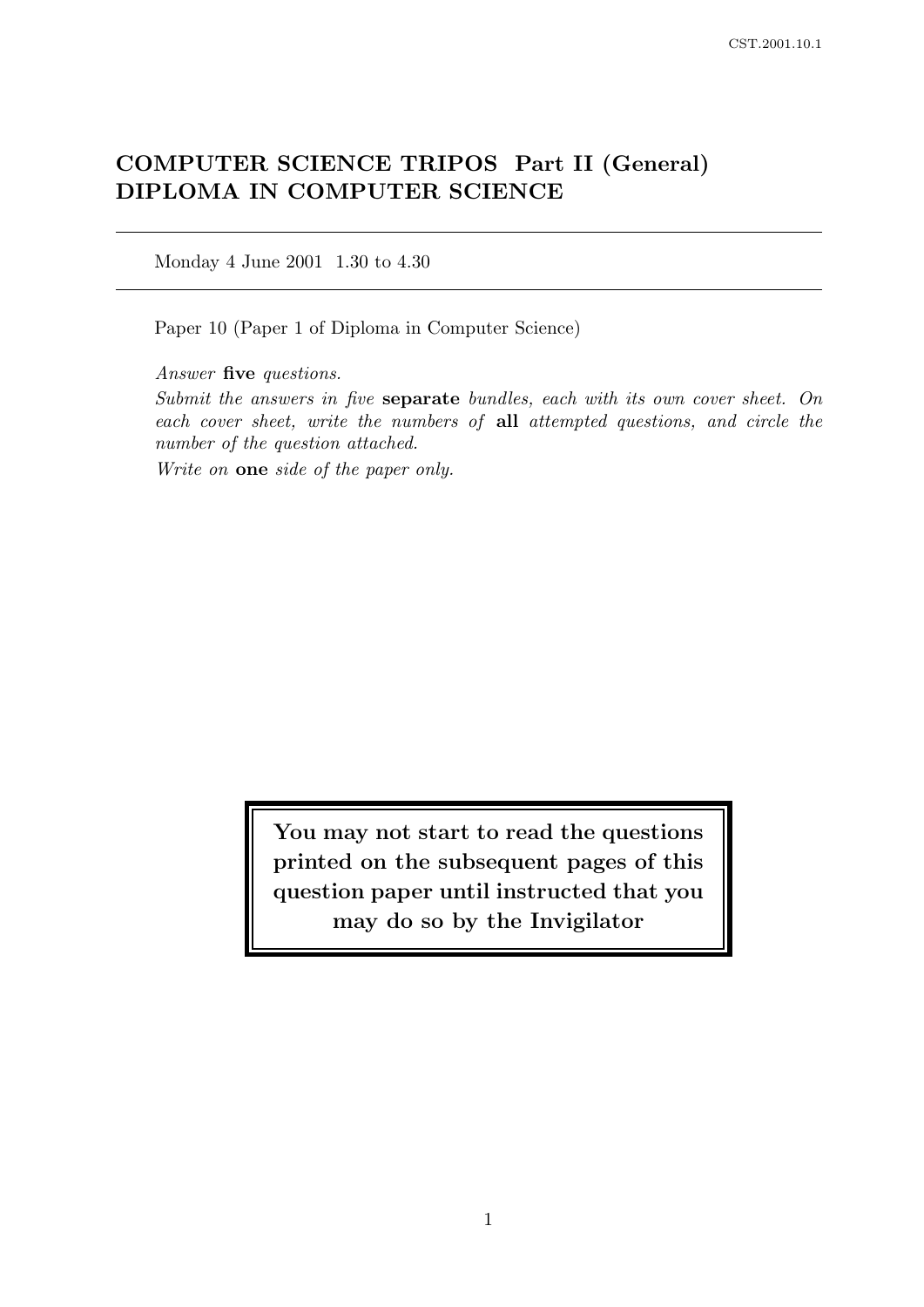# COMPUTER SCIENCE TRIPOS Part II (General)
# DIPLOMA IN COMPUTER SCIENCE

---

Monday 4 June 2001 1.30 to 4.30

---

Paper 10 (Paper 1 of Diploma in Computer Science)

*Answer* **five** *questions.*

*Submit the answers in five* **separate** *bundles, each with its own cover sheet. On each cover sheet, write the numbers of* **all** *attempted questions, and circle the number of the question attached.*

*Write on* **one** *side of the paper only.*

**You may not start to read the questions printed on the subsequent pages of this question paper until instructed that you may do so by the Invigilator**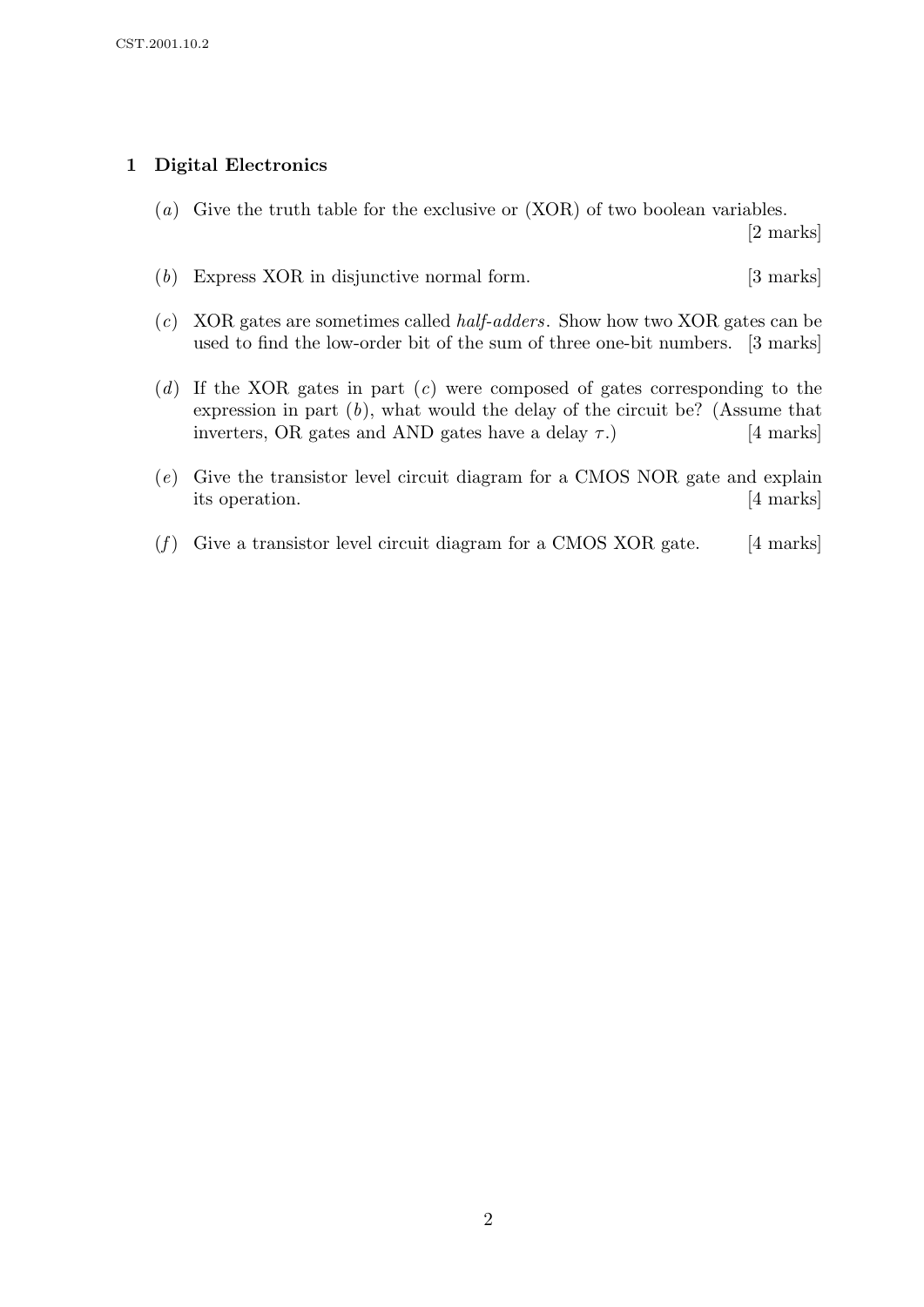## 1 Digital Electronics

(*a*) Give the truth table for the exclusive or (XOR) of two boolean variables. [2 marks]

(*b*) Express XOR in disjunctive normal form. [3 marks]

(*c*) XOR gates are sometimes called *half-adders*. Show how two XOR gates can be used to find the low-order bit of the sum of three one-bit numbers. [3 marks]

(*d*) If the XOR gates in part (*c*) were composed of gates corresponding to the expression in part (*b*), what would the delay of the circuit be? (Assume that inverters, OR gates and AND gates have a delay $\tau$.) [4 marks]

(*e*) Give the transistor level circuit diagram for a CMOS NOR gate and explain its operation. [4 marks]

(*f*) Give a transistor level circuit diagram for a CMOS XOR gate. [4 marks]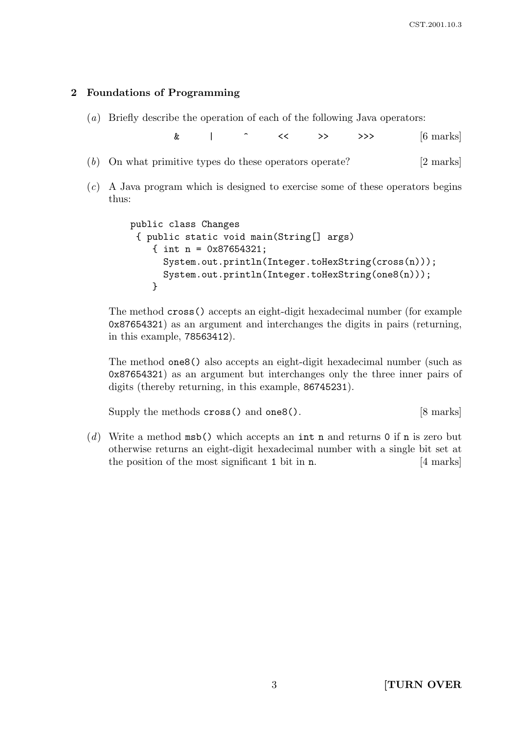## 2 Foundations of Programming

(*a*) Briefly describe the operation of each of the following Java operators:

`&` `|` `^` `<<` `>>` `>>>` [6 marks]

(*b*) On what primitive types do these operators operate? [2 marks]

(*c*) A Java program which is designed to exercise some of these operators begins thus:

```
public class Changes
 { public static void main(String[] args)
    { int n = 0x87654321;
      System.out.println(Integer.toHexString(cross(n)));
      System.out.println(Integer.toHexString(one8(n)));
    }
```

The method `cross()` accepts an eight-digit hexadecimal number (for example `0x87654321`) as an argument and interchanges the digits in pairs (returning, in this example, `78563412`).

The method `one8()` also accepts an eight-digit hexadecimal number (such as `0x87654321`) as an argument but interchanges only the three inner pairs of digits (thereby returning, in this example, `86745231`).

Supply the methods `cross()` and `one8()`. [8 marks]

(*d*) Write a method `msb()` which accepts an `int n` and returns `0` if `n` is zero but otherwise returns an eight-digit hexadecimal number with a single bit set at the position of the most significant `1` bit in `n`. [4 marks]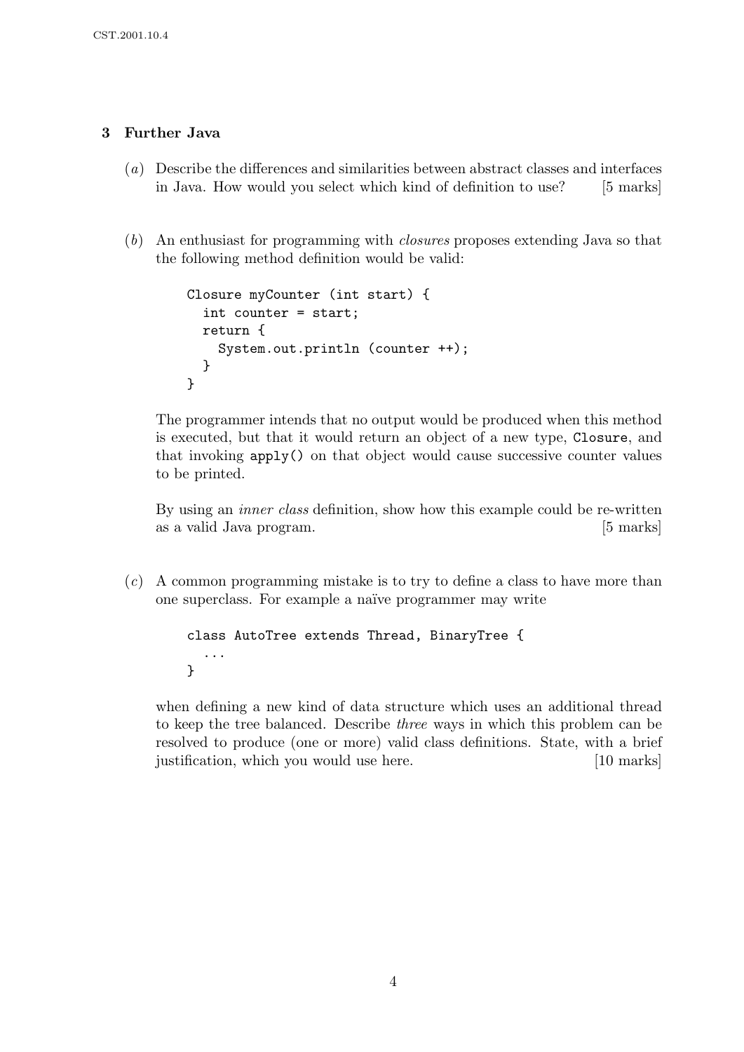## 3 Further Java

(*a*) Describe the differences and similarities between abstract classes and interfaces in Java. How would you select which kind of definition to use? [5 marks]

(*b*) An enthusiast for programming with *closures* proposes extending Java so that the following method definition would be valid:

```
Closure myCounter (int start) {
  int counter = start;
  return {
    System.out.println (counter ++);
  }
}
```

The programmer intends that no output would be produced when this method is executed, but that it would return an object of a new type, `Closure`, and that invoking `apply()` on that object would cause successive counter values to be printed.

By using an *inner class* definition, show how this example could be re-written as a valid Java program. [5 marks]

(*c*) A common programming mistake is to try to define a class to have more than one superclass. For example a naïve programmer may write

```
class AutoTree extends Thread, BinaryTree {
  ...
}
```

when defining a new kind of data structure which uses an additional thread to keep the tree balanced. Describe *three* ways in which this problem can be resolved to produce (one or more) valid class definitions. State, with a brief justification, which you would use here. [10 marks]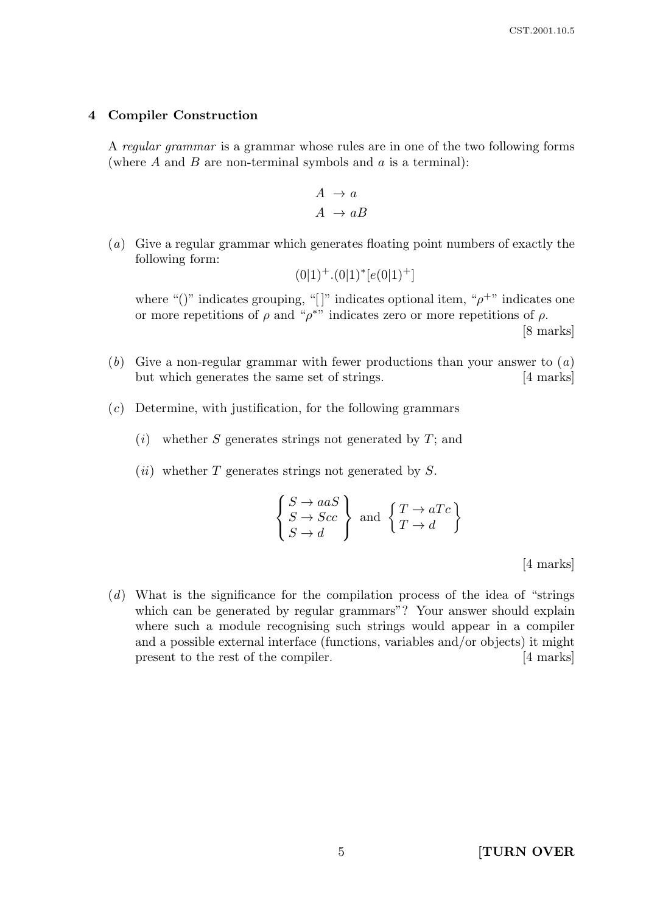## 4 Compiler Construction

A *regular grammar* is a grammar whose rules are in one of the two following forms (where $A$ and $B$ are non-terminal symbols and $a$ is a terminal):

$$
\begin{aligned}
A &\rightarrow a \\
A &\rightarrow aB
\end{aligned}
$$

(*a*) Give a regular grammar which generates floating point numbers of exactly the following form:

$$(0|1)^{+}.(0|1)^{*}[e(0|1)^{+}]$$

where "()" indicates grouping, "[ ]" indicates optional item, "$\rho^{+}$" indicates one or more repetitions of $\rho$ and "$\rho^{*}$" indicates zero or more repetitions of $\rho$. [8 marks]

(*b*) Give a non-regular grammar with fewer productions than your answer to (*a*) but which generates the same set of strings. [4 marks]

(*c*) Determine, with justification, for the following grammars

(*i*) whether $S$ generates strings not generated by $T$; and

(*ii*) whether $T$ generates strings not generated by $S$.

$$
\left\{
\begin{array}{l}
S \rightarrow aaS \\
S \rightarrow Scc \\
S \rightarrow d
\end{array}
\right\}
\text{ and }
\left\{
\begin{array}{l}
T \rightarrow aTc \\
T \rightarrow d
\end{array}
\right\}
$$

[4 marks]

(*d*) What is the significance for the compilation process of the idea of "strings which can be generated by regular grammars"? Your answer should explain where such a module recognising such strings would appear in a compiler and a possible external interface (functions, variables and/or objects) it might present to the rest of the compiler. [4 marks]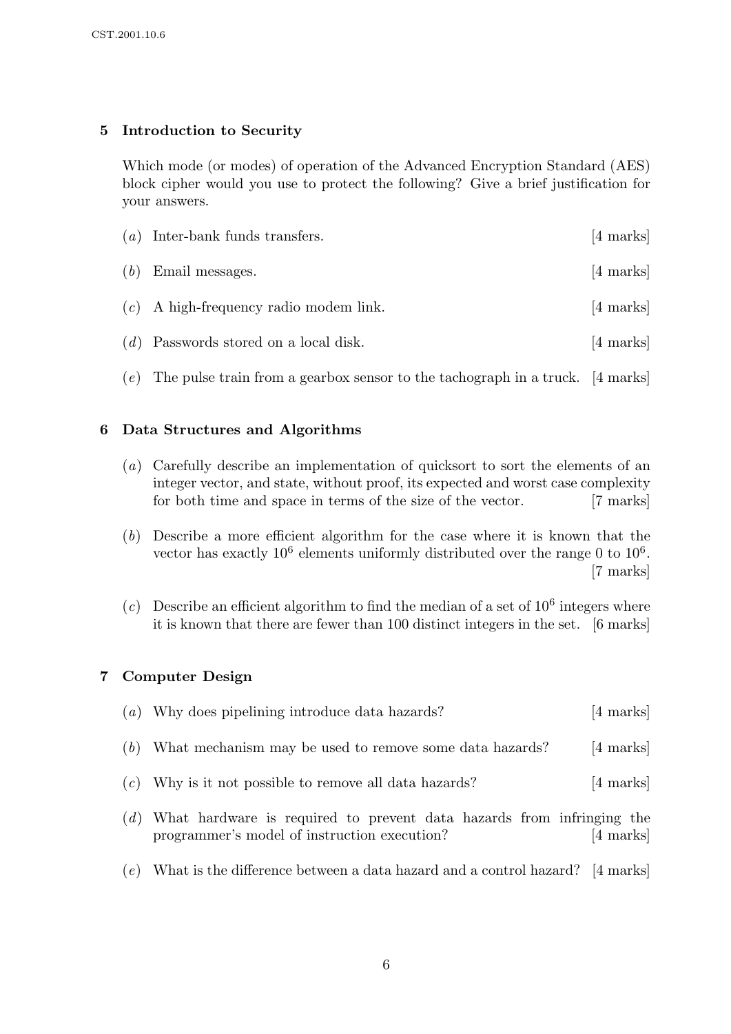## 5 Introduction to Security

Which mode (or modes) of operation of the Advanced Encryption Standard (AES) block cipher would you use to protect the following? Give a brief justification for your answers.

(*a*) Inter-bank funds transfers. [4 marks]

(*b*) Email messages. [4 marks]

(*c*) A high-frequency radio modem link. [4 marks]

(*d*) Passwords stored on a local disk. [4 marks]

(*e*) The pulse train from a gearbox sensor to the tachograph in a truck. [4 marks]

## 6 Data Structures and Algorithms

(*a*) Carefully describe an implementation of quicksort to sort the elements of an integer vector, and state, without proof, its expected and worst case complexity for both time and space in terms of the size of the vector. [7 marks]

(*b*) Describe a more efficient algorithm for the case where it is known that the vector has exactly $10^6$ elements uniformly distributed over the range 0 to $10^6$. [7 marks]

(*c*) Describe an efficient algorithm to find the median of a set of $10^6$ integers where it is known that there are fewer than 100 distinct integers in the set. [6 marks]

## 7 Computer Design

(*a*) Why does pipelining introduce data hazards? [4 marks]

(*b*) What mechanism may be used to remove some data hazards? [4 marks]

(*c*) Why is it not possible to remove all data hazards? [4 marks]

(*d*) What hardware is required to prevent data hazards from infringing the programmer's model of instruction execution? [4 marks]

(*e*) What is the difference between a data hazard and a control hazard? [4 marks]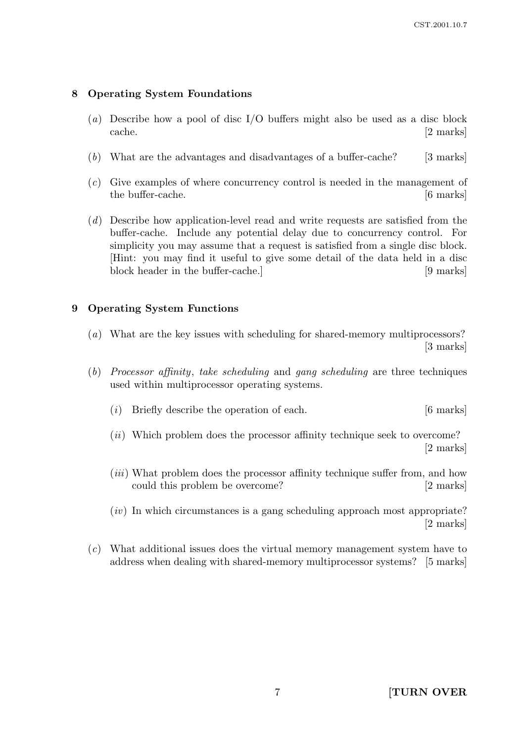## 8 Operating System Foundations

(*a*) Describe how a pool of disc I/O buffers might also be used as a disc block cache. [2 marks]

(*b*) What are the advantages and disadvantages of a buffer-cache? [3 marks]

(*c*) Give examples of where concurrency control is needed in the management of the buffer-cache. [6 marks]

(*d*) Describe how application-level read and write requests are satisfied from the buffer-cache. Include any potential delay due to concurrency control. For simplicity you may assume that a request is satisfied from a single disc block. [Hint: you may find it useful to give some detail of the data held in a disc block header in the buffer-cache.] [9 marks]

## 9 Operating System Functions

(*a*) What are the key issues with scheduling for shared-memory multiprocessors? [3 marks]

(*b*) *Processor affinity*, *take scheduling* and *gang scheduling* are three techniques used within multiprocessor operating systems.

(*i*) Briefly describe the operation of each. [6 marks]

(*ii*) Which problem does the processor affinity technique seek to overcome? [2 marks]

(*iii*) What problem does the processor affinity technique suffer from, and how could this problem be overcome? [2 marks]

(*iv*) In which circumstances is a gang scheduling approach most appropriate? [2 marks]

(*c*) What additional issues does the virtual memory management system have to address when dealing with shared-memory multiprocessor systems? [5 marks]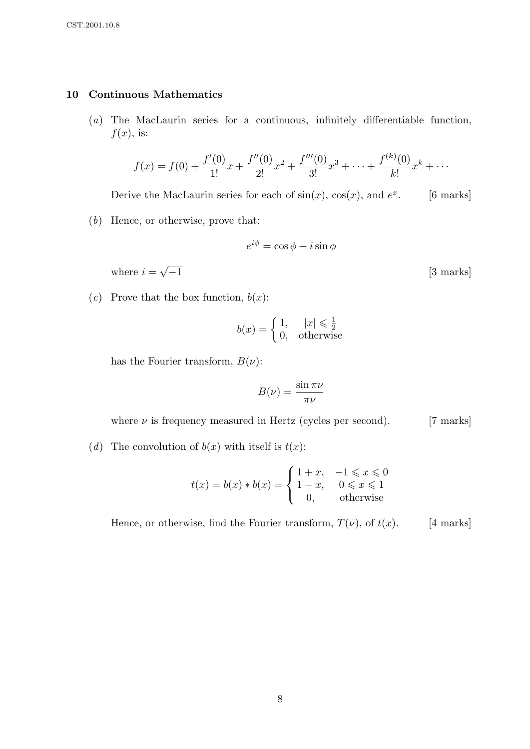## 10 Continuous Mathematics

(*a*) The MacLaurin series for a continuous, infinitely differentiable function, $f(x)$, is:

$$f(x) = f(0) + \frac{f'(0)}{1!}x + \frac{f''(0)}{2!}x^2 + \frac{f'''(0)}{3!}x^3 + \cdots + \frac{f^{(k)}(0)}{k!}x^k + \cdots$$

Derive the MacLaurin series for each of $\sin(x)$, $\cos(x)$, and $e^x$. [6 marks]

(*b*) Hence, or otherwise, prove that:

$$e^{i\phi} = \cos\phi + i\sin\phi$$

where $i = \sqrt{-1}$ [3 marks]

(*c*) Prove that the box function, $b(x)$:

$$b(x) = \begin{cases} 1, & |x| \leqslant \frac{1}{2} \\ 0, & \text{otherwise} \end{cases}$$

has the Fourier transform, $B(\nu)$:

$$B(\nu) = \frac{\sin \pi\nu}{\pi\nu}$$

where $\nu$ is frequency measured in Hertz (cycles per second). [7 marks]

(*d*) The convolution of $b(x)$ with itself is $t(x)$:

$$t(x) = b(x) * b(x) = \begin{cases} 1 + x, & -1 \leqslant x \leqslant 0 \\ 1 - x, & 0 \leqslant x \leqslant 1 \\ 0, & \text{otherwise} \end{cases}$$

Hence, or otherwise, find the Fourier transform, $T(\nu)$, of $t(x)$. [4 marks]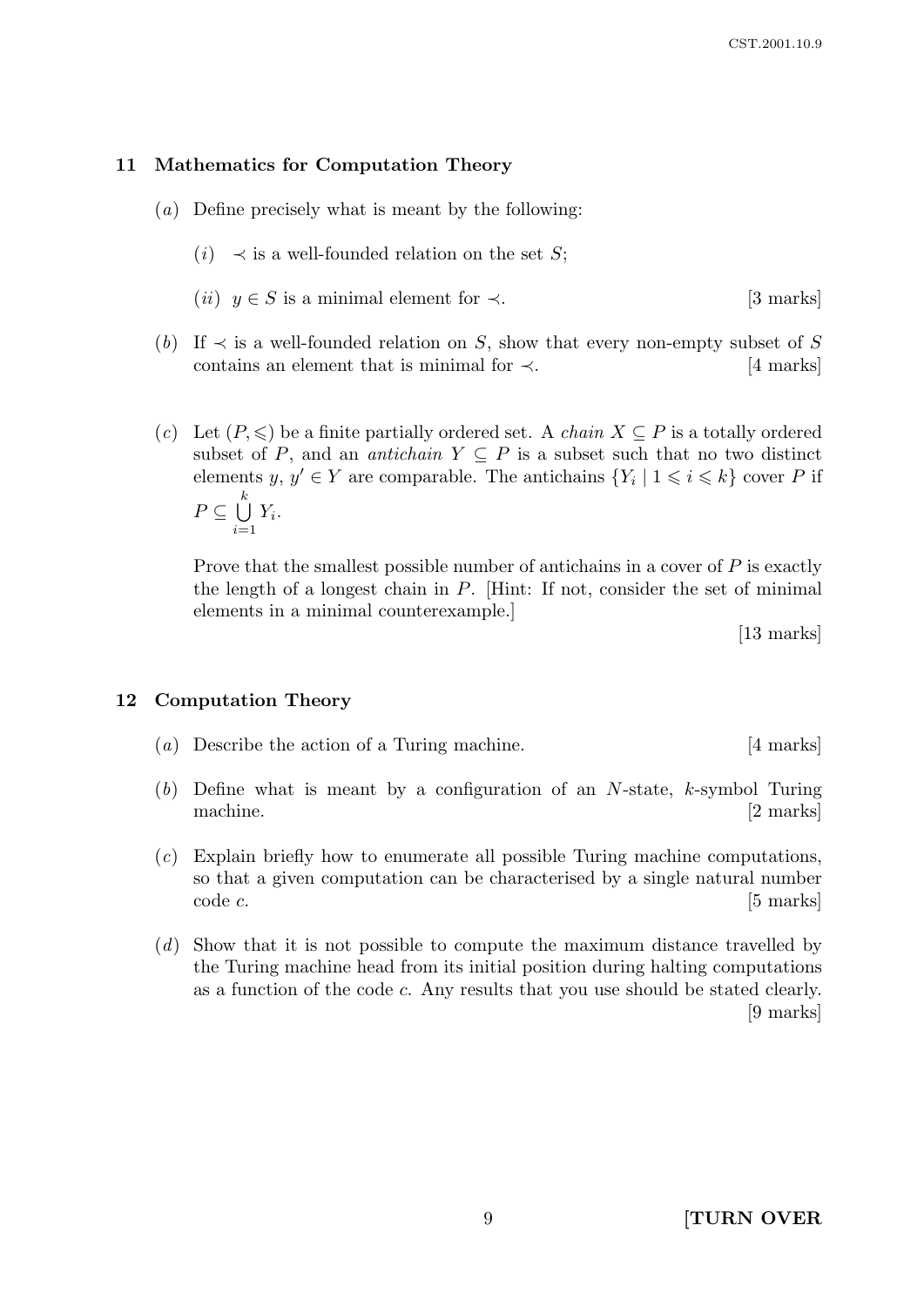## 11 Mathematics for Computation Theory

(*a*) Define precisely what is meant by the following:

(*i*) $\prec$ is a well-founded relation on the set $S$;

(*ii*) $y \in S$ is a minimal element for $\prec$. [3 marks]

(*b*) If $\prec$ is a well-founded relation on $S$, show that every non-empty subset of $S$ contains an element that is minimal for $\prec$. [4 marks]

(*c*) Let $(P, \leqslant)$ be a finite partially ordered set. A *chain* $X \subseteq P$ is a totally ordered subset of $P$, and an *antichain* $Y \subseteq P$ is a subset such that no two distinct elements $y, y' \in Y$ are comparable. The antichains $\{Y_i \mid 1 \leqslant i \leqslant k\}$ cover $P$ if $P \subseteq \bigcup_{i=1}^{k} Y_i$.

Prove that the smallest possible number of antichains in a cover of $P$ is exactly the length of a longest chain in $P$. [Hint: If not, consider the set of minimal elements in a minimal counterexample.]

[13 marks]

## 12 Computation Theory

(*a*) Describe the action of a Turing machine. [4 marks]

(*b*) Define what is meant by a configuration of an $N$-state, $k$-symbol Turing machine. [2 marks]

(*c*) Explain briefly how to enumerate all possible Turing machine computations, so that a given computation can be characterised by a single natural number code $c$. [5 marks]

(*d*) Show that it is not possible to compute the maximum distance travelled by the Turing machine head from its initial position during halting computations as a function of the code $c$. Any results that you use should be stated clearly. [9 marks]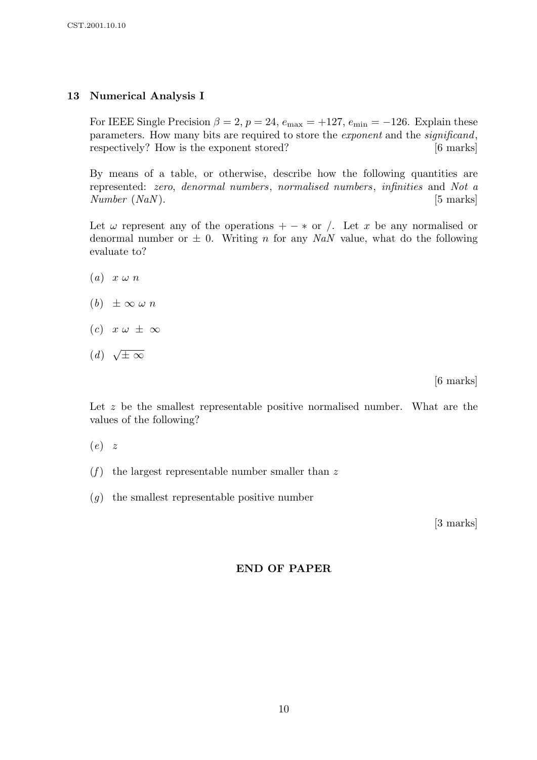## 13 Numerical Analysis I

For IEEE Single Precision $\beta = 2$, $p = 24$, $e_{\max} = +127$, $e_{\min} = -126$. Explain these parameters. How many bits are required to store the *exponent* and the *significand*, respectively? How is the exponent stored? [6 marks]

By means of a table, or otherwise, describe how the following quantities are represented: *zero*, *denormal numbers*, *normalised numbers*, *infinities* and *Not a Number* (*NaN*). [5 marks]

Let $\omega$ represent any of the operations $+ - *$ or $/$. Let $x$ be any normalised or denormal number or $\pm$ 0. Writing $n$ for any *NaN* value, what do the following evaluate to?

(*a*) $x \; \omega \; n$

(*b*) $\pm \infty \; \omega \; n$

(*c*) $x \; \omega \; \pm \infty$

(*d*) $\sqrt{\pm \infty}$

[6 marks]

Let $z$ be the smallest representable positive normalised number. What are the values of the following?

(*e*) $z$

(*f*) the largest representable number smaller than $z$

(*g*) the smallest representable positive number

[3 marks]

**END OF PAPER**